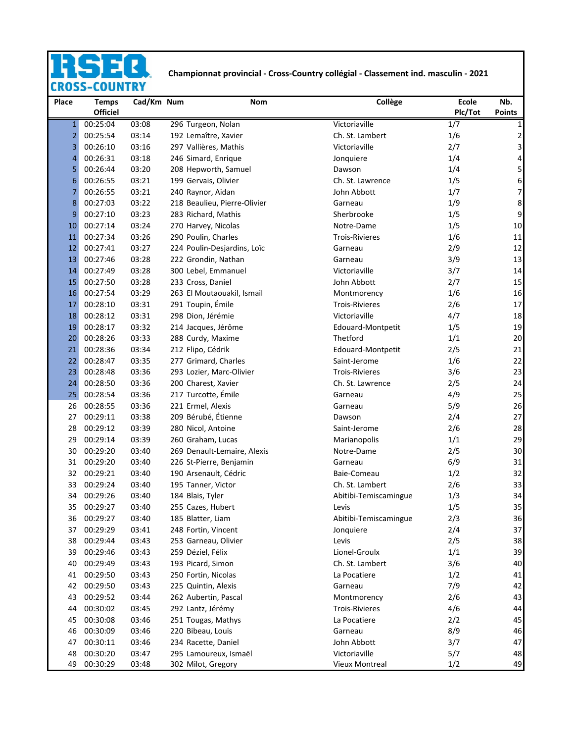RSEQ CROSS-COUNTRY

## Championnat provincial - Cross-Country collégial - Classement ind. masculin - 2021

| Place | Temps Officiel | Cad/Km | Num | Nom | Collège | Ecole Plc/Tot | Nb. Points |
|---|---|---|---|---|---|---|---|
| 1 | 00:25:04 | 03:08 | 296 | Turgeon, Nolan | Victoriaville | 1/7 | 1 |
| 2 | 00:25:54 | 03:14 | 192 | Lemaître, Xavier | Ch. St. Lambert | 1/6 | 2 |
| 3 | 00:26:10 | 03:16 | 297 | Vallières, Mathis | Victoriaville | 2/7 | 3 |
| 4 | 00:26:31 | 03:18 | 246 | Simard, Enrique | Jonquiere | 1/4 | 4 |
| 5 | 00:26:44 | 03:20 | 208 | Hepworth, Samuel | Dawson | 1/4 | 5 |
| 6 | 00:26:55 | 03:21 | 199 | Gervais, Olivier | Ch. St. Lawrence | 1/5 | 6 |
| 7 | 00:26:55 | 03:21 | 240 | Raynor, Aidan | John Abbott | 1/7 | 7 |
| 8 | 00:27:03 | 03:22 | 218 | Beaulieu, Pierre-Olivier | Garneau | 1/9 | 8 |
| 9 | 00:27:10 | 03:23 | 283 | Richard, Mathis | Sherbrooke | 1/5 | 9 |
| 10 | 00:27:14 | 03:24 | 270 | Harvey, Nicolas | Notre-Dame | 1/5 | 10 |
| 11 | 00:27:34 | 03:26 | 290 | Poulin, Charles | Trois-Rivieres | 1/6 | 11 |
| 12 | 00:27:41 | 03:27 | 224 | Poulin-Desjardins, Loïc | Garneau | 2/9 | 12 |
| 13 | 00:27:46 | 03:28 | 222 | Grondin, Nathan | Garneau | 3/9 | 13 |
| 14 | 00:27:49 | 03:28 | 300 | Lebel, Emmanuel | Victoriaville | 3/7 | 14 |
| 15 | 00:27:50 | 03:28 | 233 | Cross, Daniel | John Abbott | 2/7 | 15 |
| 16 | 00:27:54 | 03:29 | 263 | El Moutaouakil, Ismail | Montmorency | 1/6 | 16 |
| 17 | 00:28:10 | 03:31 | 291 | Toupin, Émile | Trois-Rivieres | 2/6 | 17 |
| 18 | 00:28:12 | 03:31 | 298 | Dion, Jérémie | Victoriaville | 4/7 | 18 |
| 19 | 00:28:17 | 03:32 | 214 | Jacques, Jérôme | Edouard-Montpetit | 1/5 | 19 |
| 20 | 00:28:26 | 03:33 | 288 | Curdy, Maxime | Thetford | 1/1 | 20 |
| 21 | 00:28:36 | 03:34 | 212 | Flipo, Cédrik | Edouard-Montpetit | 2/5 | 21 |
| 22 | 00:28:47 | 03:35 | 277 | Grimard, Charles | Saint-Jerome | 1/6 | 22 |
| 23 | 00:28:48 | 03:36 | 293 | Lozier, Marc-Olivier | Trois-Rivieres | 3/6 | 23 |
| 24 | 00:28:50 | 03:36 | 200 | Charest, Xavier | Ch. St. Lawrence | 2/5 | 24 |
| 25 | 00:28:54 | 03:36 | 217 | Turcotte, Émile | Garneau | 4/9 | 25 |
| 26 | 00:28:55 | 03:36 | 221 | Ermel, Alexis | Garneau | 5/9 | 26 |
| 27 | 00:29:11 | 03:38 | 209 | Bérubé, Étienne | Dawson | 2/4 | 27 |
| 28 | 00:29:12 | 03:39 | 280 | Nicol, Antoine | Saint-Jerome | 2/6 | 28 |
| 29 | 00:29:14 | 03:39 | 260 | Graham, Lucas | Marianopolis | 1/1 | 29 |
| 30 | 00:29:20 | 03:40 | 269 | Denault-Lemaire, Alexis | Notre-Dame | 2/5 | 30 |
| 31 | 00:29:20 | 03:40 | 226 | St-Pierre, Benjamin | Garneau | 6/9 | 31 |
| 32 | 00:29:21 | 03:40 | 190 | Arsenault, Cédric | Baie-Comeau | 1/2 | 32 |
| 33 | 00:29:24 | 03:40 | 195 | Tanner, Victor | Ch. St. Lambert | 2/6 | 33 |
| 34 | 00:29:26 | 03:40 | 184 | Blais, Tyler | Abitibi-Temiscamingue | 1/3 | 34 |
| 35 | 00:29:27 | 03:40 | 255 | Cazes, Hubert | Levis | 1/5 | 35 |
| 36 | 00:29:27 | 03:40 | 185 | Blatter, Liam | Abitibi-Temiscamingue | 2/3 | 36 |
| 37 | 00:29:29 | 03:41 | 248 | Fortin, Vincent | Jonquiere | 2/4 | 37 |
| 38 | 00:29:44 | 03:43 | 253 | Garneau, Olivier | Levis | 2/5 | 38 |
| 39 | 00:29:46 | 03:43 | 259 | Déziel, Félix | Lionel-Groulx | 1/1 | 39 |
| 40 | 00:29:49 | 03:43 | 193 | Picard, Simon | Ch. St. Lambert | 3/6 | 40 |
| 41 | 00:29:50 | 03:43 | 250 | Fortin, Nicolas | La Pocatiere | 1/2 | 41 |
| 42 | 00:29:50 | 03:43 | 225 | Quintin, Alexis | Garneau | 7/9 | 42 |
| 43 | 00:29:52 | 03:44 | 262 | Aubertin, Pascal | Montmorency | 2/6 | 43 |
| 44 | 00:30:02 | 03:45 | 292 | Lantz, Jérémy | Trois-Rivieres | 4/6 | 44 |
| 45 | 00:30:08 | 03:46 | 251 | Tougas, Mathys | La Pocatiere | 2/2 | 45 |
| 46 | 00:30:09 | 03:46 | 220 | Bibeau, Louis | Garneau | 8/9 | 46 |
| 47 | 00:30:11 | 03:46 | 234 | Racette, Daniel | John Abbott | 3/7 | 47 |
| 48 | 00:30:20 | 03:47 | 295 | Lamoureux, Ismaël | Victoriaville | 5/7 | 48 |
| 49 | 00:30:29 | 03:48 | 302 | Milot, Gregory | Vieux Montreal | 1/2 | 49 |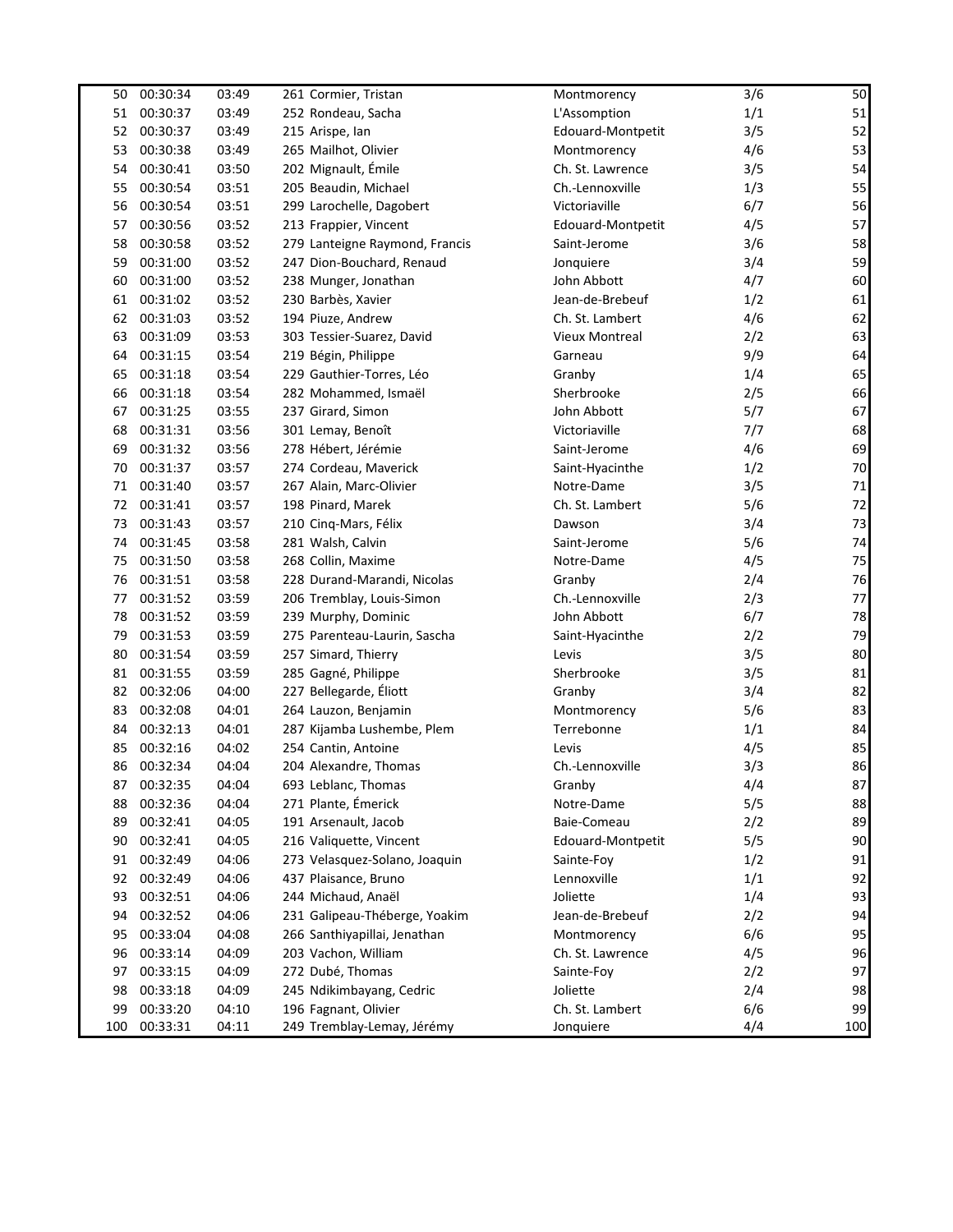| | | | | | | |
|---|---|---|---|---|---|---|
| 50 | 00:30:34 | 03:49 | 261 Cormier, Tristan | Montmorency | 3/6 | 50 |
| 51 | 00:30:37 | 03:49 | 252 Rondeau, Sacha | L'Assomption | 1/1 | 51 |
| 52 | 00:30:37 | 03:49 | 215 Arispe, Ian | Edouard-Montpetit | 3/5 | 52 |
| 53 | 00:30:38 | 03:49 | 265 Mailhot, Olivier | Montmorency | 4/6 | 53 |
| 54 | 00:30:41 | 03:50 | 202 Mignault, Émile | Ch. St. Lawrence | 3/5 | 54 |
| 55 | 00:30:54 | 03:51 | 205 Beaudin, Michael | Ch.-Lennoxville | 1/3 | 55 |
| 56 | 00:30:54 | 03:51 | 299 Larochelle, Dagobert | Victoriaville | 6/7 | 56 |
| 57 | 00:30:56 | 03:52 | 213 Frappier, Vincent | Edouard-Montpetit | 4/5 | 57 |
| 58 | 00:30:58 | 03:52 | 279 Lanteigne Raymond, Francis | Saint-Jerome | 3/6 | 58 |
| 59 | 00:31:00 | 03:52 | 247 Dion-Bouchard, Renaud | Jonquiere | 3/4 | 59 |
| 60 | 00:31:00 | 03:52 | 238 Munger, Jonathan | John Abbott | 4/7 | 60 |
| 61 | 00:31:02 | 03:52 | 230 Barbès, Xavier | Jean-de-Brebeuf | 1/2 | 61 |
| 62 | 00:31:03 | 03:52 | 194 Piuze, Andrew | Ch. St. Lambert | 4/6 | 62 |
| 63 | 00:31:09 | 03:53 | 303 Tessier-Suarez, David | Vieux Montreal | 2/2 | 63 |
| 64 | 00:31:15 | 03:54 | 219 Bégin, Philippe | Garneau | 9/9 | 64 |
| 65 | 00:31:18 | 03:54 | 229 Gauthier-Torres, Léo | Granby | 1/4 | 65 |
| 66 | 00:31:18 | 03:54 | 282 Mohammed, Ismaël | Sherbrooke | 2/5 | 66 |
| 67 | 00:31:25 | 03:55 | 237 Girard, Simon | John Abbott | 5/7 | 67 |
| 68 | 00:31:31 | 03:56 | 301 Lemay, Benoît | Victoriaville | 7/7 | 68 |
| 69 | 00:31:32 | 03:56 | 278 Hébert, Jérémie | Saint-Jerome | 4/6 | 69 |
| 70 | 00:31:37 | 03:57 | 274 Cordeau, Maverick | Saint-Hyacinthe | 1/2 | 70 |
| 71 | 00:31:40 | 03:57 | 267 Alain, Marc-Olivier | Notre-Dame | 3/5 | 71 |
| 72 | 00:31:41 | 03:57 | 198 Pinard, Marek | Ch. St. Lambert | 5/6 | 72 |
| 73 | 00:31:43 | 03:57 | 210 Cinq-Mars, Félix | Dawson | 3/4 | 73 |
| 74 | 00:31:45 | 03:58 | 281 Walsh, Calvin | Saint-Jerome | 5/6 | 74 |
| 75 | 00:31:50 | 03:58 | 268 Collin, Maxime | Notre-Dame | 4/5 | 75 |
| 76 | 00:31:51 | 03:58 | 228 Durand-Marandi, Nicolas | Granby | 2/4 | 76 |
| 77 | 00:31:52 | 03:59 | 206 Tremblay, Louis-Simon | Ch.-Lennoxville | 2/3 | 77 |
| 78 | 00:31:52 | 03:59 | 239 Murphy, Dominic | John Abbott | 6/7 | 78 |
| 79 | 00:31:53 | 03:59 | 275 Parenteau-Laurin, Sascha | Saint-Hyacinthe | 2/2 | 79 |
| 80 | 00:31:54 | 03:59 | 257 Simard, Thierry | Levis | 3/5 | 80 |
| 81 | 00:31:55 | 03:59 | 285 Gagné, Philippe | Sherbrooke | 3/5 | 81 |
| 82 | 00:32:06 | 04:00 | 227 Bellegarde, Éliott | Granby | 3/4 | 82 |
| 83 | 00:32:08 | 04:01 | 264 Lauzon, Benjamin | Montmorency | 5/6 | 83 |
| 84 | 00:32:13 | 04:01 | 287 Kijamba Lushembe, Plem | Terrebonne | 1/1 | 84 |
| 85 | 00:32:16 | 04:02 | 254 Cantin, Antoine | Levis | 4/5 | 85 |
| 86 | 00:32:34 | 04:04 | 204 Alexandre, Thomas | Ch.-Lennoxville | 3/3 | 86 |
| 87 | 00:32:35 | 04:04 | 693 Leblanc, Thomas | Granby | 4/4 | 87 |
| 88 | 00:32:36 | 04:04 | 271 Plante, Émerick | Notre-Dame | 5/5 | 88 |
| 89 | 00:32:41 | 04:05 | 191 Arsenault, Jacob | Baie-Comeau | 2/2 | 89 |
| 90 | 00:32:41 | 04:05 | 216 Valiquette, Vincent | Edouard-Montpetit | 5/5 | 90 |
| 91 | 00:32:49 | 04:06 | 273 Velasquez-Solano, Joaquin | Sainte-Foy | 1/2 | 91 |
| 92 | 00:32:49 | 04:06 | 437 Plaisance, Bruno | Lennoxville | 1/1 | 92 |
| 93 | 00:32:51 | 04:06 | 244 Michaud, Anaël | Joliette | 1/4 | 93 |
| 94 | 00:32:52 | 04:06 | 231 Galipeau-Théberge, Yoakim | Jean-de-Brebeuf | 2/2 | 94 |
| 95 | 00:33:04 | 04:08 | 266 Santhiyapillai, Jenathan | Montmorency | 6/6 | 95 |
| 96 | 00:33:14 | 04:09 | 203 Vachon, William | Ch. St. Lawrence | 4/5 | 96 |
| 97 | 00:33:15 | 04:09 | 272 Dubé, Thomas | Sainte-Foy | 2/2 | 97 |
| 98 | 00:33:18 | 04:09 | 245 Ndikimbayang, Cedric | Joliette | 2/4 | 98 |
| 99 | 00:33:20 | 04:10 | 196 Fagnant, Olivier | Ch. St. Lambert | 6/6 | 99 |
| 100 | 00:33:31 | 04:11 | 249 Tremblay-Lemay, Jérémy | Jonquiere | 4/4 | 100 |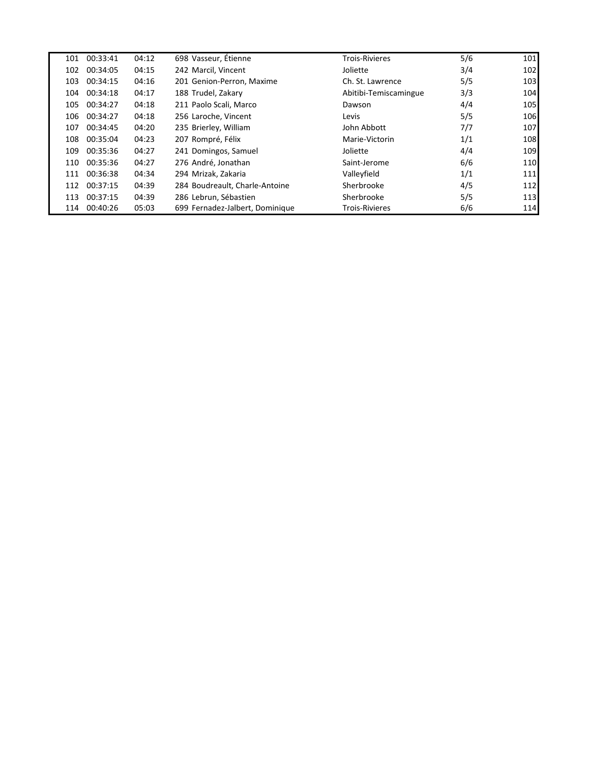| | | | | | | | |
|---|---|---|---|---|---|---|---|
| 101 | 00:33:41 | 04:12 | 698 | Vasseur, Étienne | Trois-Rivieres | 5/6 | 101 |
| 102 | 00:34:05 | 04:15 | 242 | Marcil, Vincent | Joliette | 3/4 | 102 |
| 103 | 00:34:15 | 04:16 | 201 | Genion-Perron, Maxime | Ch. St. Lawrence | 5/5 | 103 |
| 104 | 00:34:18 | 04:17 | 188 | Trudel, Zakary | Abitibi-Temiscamingue | 3/3 | 104 |
| 105 | 00:34:27 | 04:18 | 211 | Paolo Scali, Marco | Dawson | 4/4 | 105 |
| 106 | 00:34:27 | 04:18 | 256 | Laroche, Vincent | Levis | 5/5 | 106 |
| 107 | 00:34:45 | 04:20 | 235 | Brierley, William | John Abbott | 7/7 | 107 |
| 108 | 00:35:04 | 04:23 | 207 | Rompré, Félix | Marie-Victorin | 1/1 | 108 |
| 109 | 00:35:36 | 04:27 | 241 | Domingos, Samuel | Joliette | 4/4 | 109 |
| 110 | 00:35:36 | 04:27 | 276 | André, Jonathan | Saint-Jerome | 6/6 | 110 |
| 111 | 00:36:38 | 04:34 | 294 | Mrizak, Zakaria | Valleyfield | 1/1 | 111 |
| 112 | 00:37:15 | 04:39 | 284 | Boudreault, Charle-Antoine | Sherbrooke | 4/5 | 112 |
| 113 | 00:37:15 | 04:39 | 286 | Lebrun, Sébastien | Sherbrooke | 5/5 | 113 |
| 114 | 00:40:26 | 05:03 | 699 | Fernadez-Jalbert, Dominique | Trois-Rivieres | 6/6 | 114 |